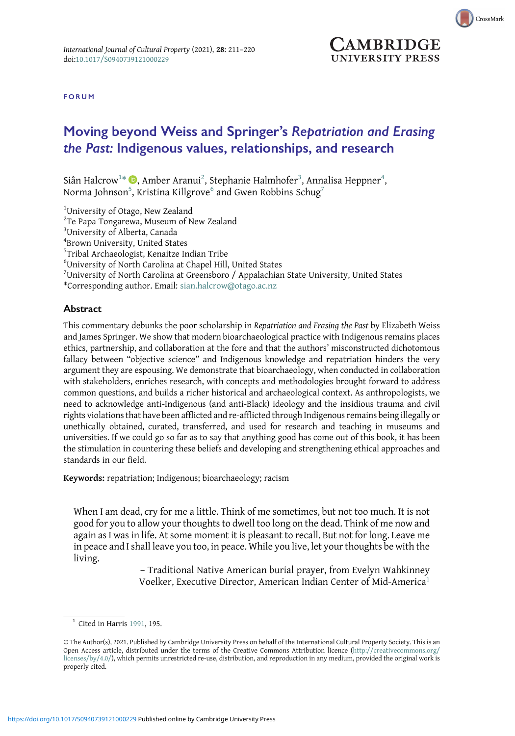FORUM

# Moving beyond Weiss and Springer's *Repatriation and Erasing the Past:* Indigenous values, relationships, and research

Siân Halcrow[1]*, Amber Aranui[2], Stephanie Halmhofer[3], Annalisa Heppner[4], Norma Johnson[5], Kristina Killgrove[6] and Gwen Robbins Schug[7]

[1]University of Otago, New Zealand
[2]Te Papa Tongarewa, Museum of New Zealand
[3]University of Alberta, Canada
[4]Brown University, United States
[5]Tribal Archaeologist, Kenaitze Indian Tribe
[6]University of North Carolina at Chapel Hill, United States
[7]University of North Carolina at Greensboro / Appalachian State University, United States
*Corresponding author. Email: sian.halcrow@otago.ac.nz

## Abstract

This commentary debunks the poor scholarship in *Repatriation and Erasing the Past* by Elizabeth Weiss and James Springer. We show that modern bioarchaeological practice with Indigenous remains places ethics, partnership, and collaboration at the fore and that the authors' misconstructed dichotomous fallacy between "objective science" and Indigenous knowledge and repatriation hinders the very argument they are espousing. We demonstrate that bioarchaeology, when conducted in collaboration with stakeholders, enriches research, with concepts and methodologies brought forward to address common questions, and builds a richer historical and archaeological context. As anthropologists, we need to acknowledge anti-Indigenous (and anti-Black) ideology and the insidious trauma and civil rights violations that have been afflicted and re-afflicted through Indigenous remains being illegally or unethically obtained, curated, transferred, and used for research and teaching in museums and universities. If we could go so far as to say that anything good has come out of this book, it has been the stimulation in countering these beliefs and developing and strengthening ethical approaches and standards in our field.

**Keywords:** repatriation; Indigenous; bioarchaeology; racism

> When I am dead, cry for me a little. Think of me sometimes, but not too much. It is not good for you to allow your thoughts to dwell too long on the dead. Think of me now and again as I was in life. At some moment it is pleasant to recall. But not for long. Leave me in peace and I shall leave you too, in peace. While you live, let your thoughts be with the living.
>
> – Traditional Native American burial prayer, from Evelyn Wahkinney Voelker, Executive Director, American Indian Center of Mid-America[1]

[1] Cited in Harris 1991, 195.

© The Author(s), 2021. Published by Cambridge University Press on behalf of the International Cultural Property Society. This is an Open Access article, distributed under the terms of the Creative Commons Attribution licence (http://creativecommons.org/licenses/by/4.0/), which permits unrestricted re-use, distribution, and reproduction in any medium, provided the original work is properly cited.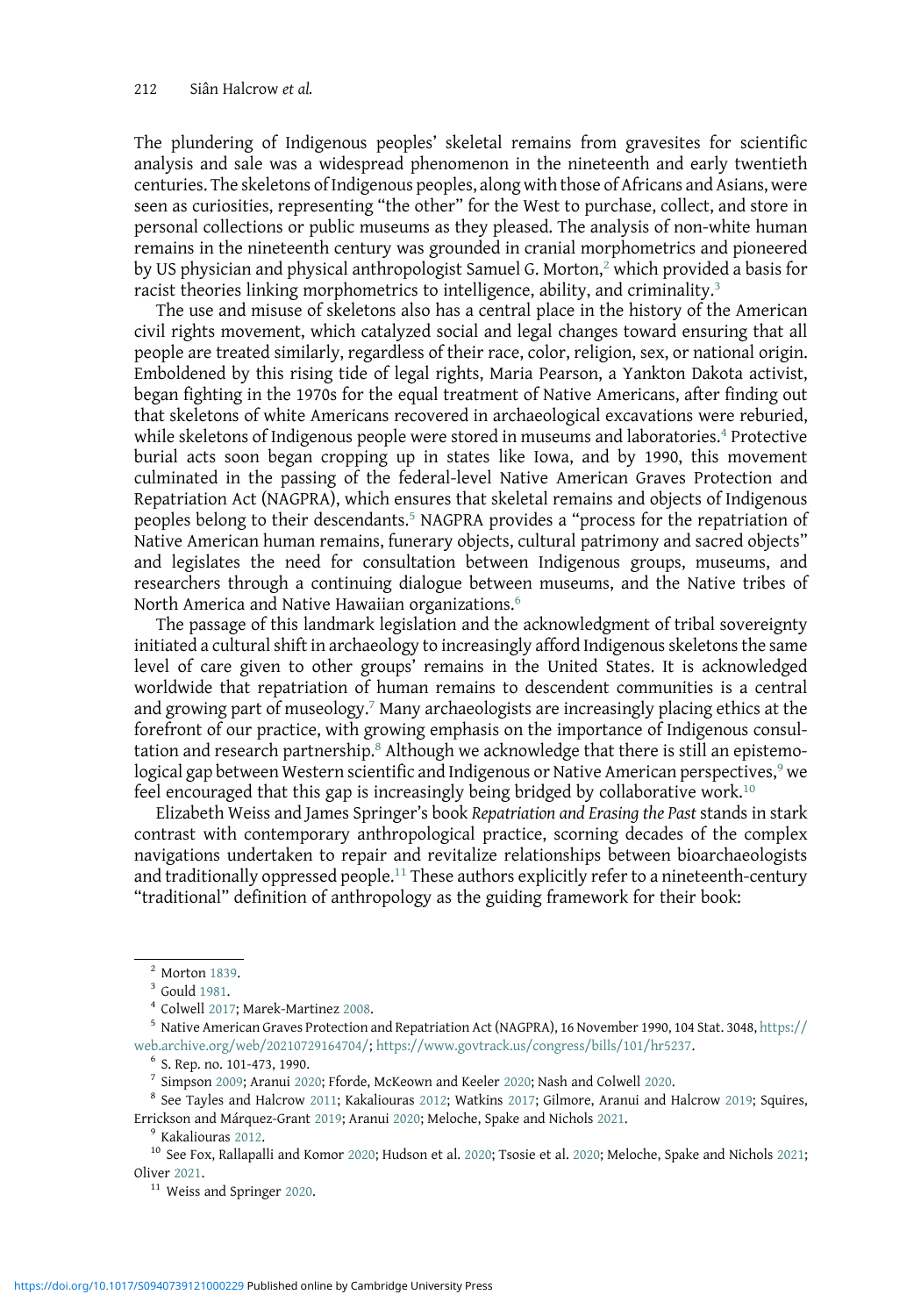The plundering of Indigenous peoples' skeletal remains from gravesites for scientific analysis and sale was a widespread phenomenon in the nineteenth and early twentieth centuries. The skeletons of Indigenous peoples, along with those of Africans and Asians, were seen as curiosities, representing "the other" for the West to purchase, collect, and store in personal collections or public museums as they pleased. The analysis of non-white human remains in the nineteenth century was grounded in cranial morphometrics and pioneered by US physician and physical anthropologist Samuel G. Morton,[2] which provided a basis for racist theories linking morphometrics to intelligence, ability, and criminality.[3]

The use and misuse of skeletons also has a central place in the history of the American civil rights movement, which catalyzed social and legal changes toward ensuring that all people are treated similarly, regardless of their race, color, religion, sex, or national origin. Emboldened by this rising tide of legal rights, Maria Pearson, a Yankton Dakota activist, began fighting in the 1970s for the equal treatment of Native Americans, after finding out that skeletons of white Americans recovered in archaeological excavations were reburied, while skeletons of Indigenous people were stored in museums and laboratories.[4] Protective burial acts soon began cropping up in states like Iowa, and by 1990, this movement culminated in the passing of the federal-level Native American Graves Protection and Repatriation Act (NAGPRA), which ensures that skeletal remains and objects of Indigenous peoples belong to their descendants.[5] NAGPRA provides a "process for the repatriation of Native American human remains, funerary objects, cultural patrimony and sacred objects" and legislates the need for consultation between Indigenous groups, museums, and researchers through a continuing dialogue between museums, and the Native tribes of North America and Native Hawaiian organizations.[6]

The passage of this landmark legislation and the acknowledgment of tribal sovereignty initiated a cultural shift in archaeology to increasingly afford Indigenous skeletons the same level of care given to other groups' remains in the United States. It is acknowledged worldwide that repatriation of human remains to descendent communities is a central and growing part of museology.[7] Many archaeologists are increasingly placing ethics at the forefront of our practice, with growing emphasis on the importance of Indigenous consultation and research partnership.[8] Although we acknowledge that there is still an epistemological gap between Western scientific and Indigenous or Native American perspectives,[9] we feel encouraged that this gap is increasingly being bridged by collaborative work.[10]

Elizabeth Weiss and James Springer's book *Repatriation and Erasing the Past* stands in stark contrast with contemporary anthropological practice, scorning decades of the complex navigations undertaken to repair and revitalize relationships between bioarchaeologists and traditionally oppressed people.[11] These authors explicitly refer to a nineteenth-century "traditional" definition of anthropology as the guiding framework for their book:

---

[2] Morton 1839.

[3] Gould 1981.

[4] Colwell 2017; Marek-Martinez 2008.

[5] Native American Graves Protection and Repatriation Act (NAGPRA), 16 November 1990, 104 Stat. 3048, https://web.archive.org/web/20210729164704/; https://www.govtrack.us/congress/bills/101/hr5237.

[6] S. Rep. no. 101-473, 1990.

[7] Simpson 2009; Aranui 2020; Fforde, McKeown and Keeler 2020; Nash and Colwell 2020.

[8] See Tayles and Halcrow 2011; Kakaliouras 2012; Watkins 2017; Gilmore, Aranui and Halcrow 2019; Squires, Errickson and Márquez-Grant 2019; Aranui 2020; Meloche, Spake and Nichols 2021.

[9] Kakaliouras 2012.

[10] See Fox, Rallapalli and Komor 2020; Hudson et al. 2020; Tsosie et al. 2020; Meloche, Spake and Nichols 2021; Oliver 2021.

[11] Weiss and Springer 2020.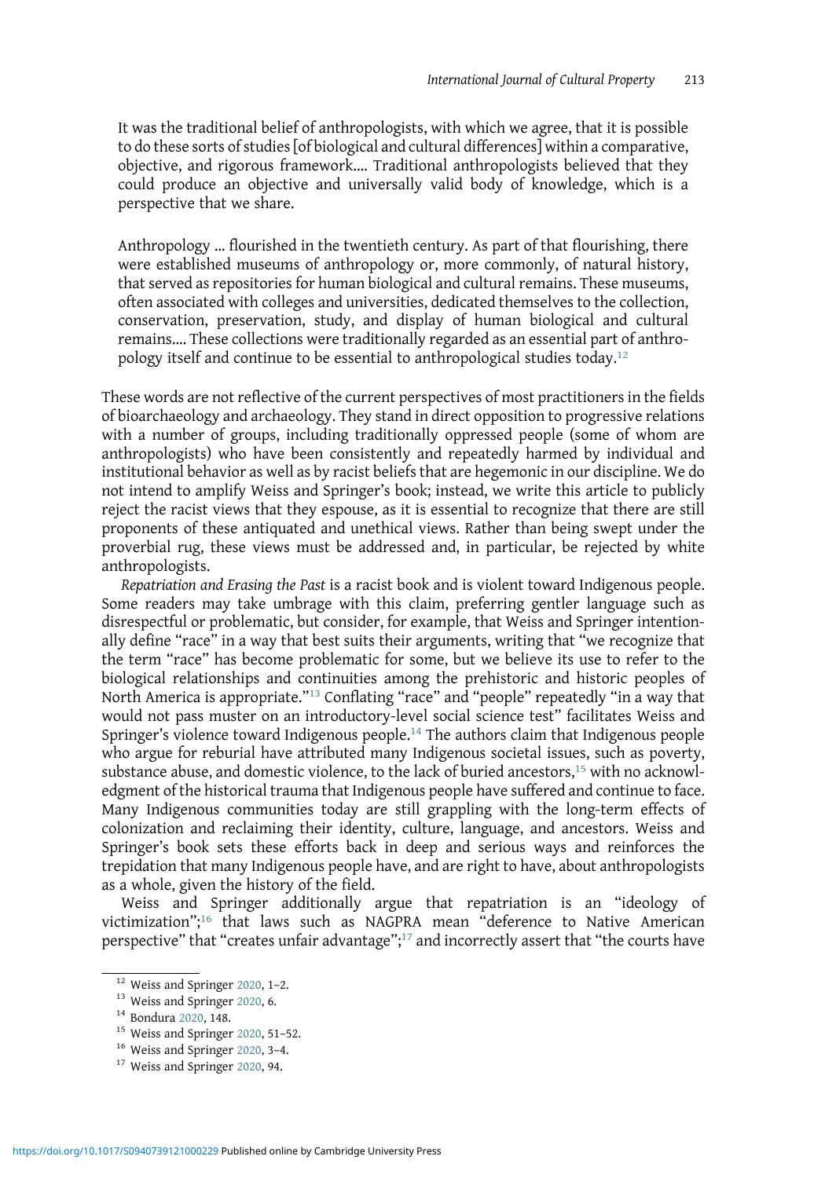> It was the traditional belief of anthropologists, with which we agree, that it is possible to do these sorts of studies [of biological and cultural differences] within a comparative, objective, and rigorous framework.... Traditional anthropologists believed that they could produce an objective and universally valid body of knowledge, which is a perspective that we share.
>
> Anthropology ... flourished in the twentieth century. As part of that flourishing, there were established museums of anthropology or, more commonly, of natural history, that served as repositories for human biological and cultural remains. These museums, often associated with colleges and universities, dedicated themselves to the collection, conservation, preservation, study, and display of human biological and cultural remains.... These collections were traditionally regarded as an essential part of anthropology itself and continue to be essential to anthropological studies today.[12]

These words are not reflective of the current perspectives of most practitioners in the fields of bioarchaeology and archaeology. They stand in direct opposition to progressive relations with a number of groups, including traditionally oppressed people (some of whom are anthropologists) who have been consistently and repeatedly harmed by individual and institutional behavior as well as by racist beliefs that are hegemonic in our discipline. We do not intend to amplify Weiss and Springer's book; instead, we write this article to publicly reject the racist views that they espouse, as it is essential to recognize that there are still proponents of these antiquated and unethical views. Rather than being swept under the proverbial rug, these views must be addressed and, in particular, be rejected by white anthropologists.

*Repatriation and Erasing the Past* is a racist book and is violent toward Indigenous people. Some readers may take umbrage with this claim, preferring gentler language such as disrespectful or problematic, but consider, for example, that Weiss and Springer intentionally define "race" in a way that best suits their arguments, writing that "we recognize that the term "race" has become problematic for some, but we believe its use to refer to the biological relationships and continuities among the prehistoric and historic peoples of North America is appropriate."[13] Conflating "race" and "people" repeatedly "in a way that would not pass muster on an introductory-level social science test" facilitates Weiss and Springer's violence toward Indigenous people.[14] The authors claim that Indigenous people who argue for reburial have attributed many Indigenous societal issues, such as poverty, substance abuse, and domestic violence, to the lack of buried ancestors,[15] with no acknowledgment of the historical trauma that Indigenous people have suffered and continue to face. Many Indigenous communities today are still grappling with the long-term effects of colonization and reclaiming their identity, culture, language, and ancestors. Weiss and Springer's book sets these efforts back in deep and serious ways and reinforces the trepidation that many Indigenous people have, and are right to have, about anthropologists as a whole, given the history of the field.

Weiss and Springer additionally argue that repatriation is an "ideology of victimization";[16] that laws such as NAGPRA mean "deference to Native American perspective" that "creates unfair advantage";[17] and incorrectly assert that "the courts have

---

[12] Weiss and Springer 2020, 1–2.

[13] Weiss and Springer 2020, 6.

[14] Bondura 2020, 148.

[15] Weiss and Springer 2020, 51–52.

[16] Weiss and Springer 2020, 3–4.

[17] Weiss and Springer 2020, 94.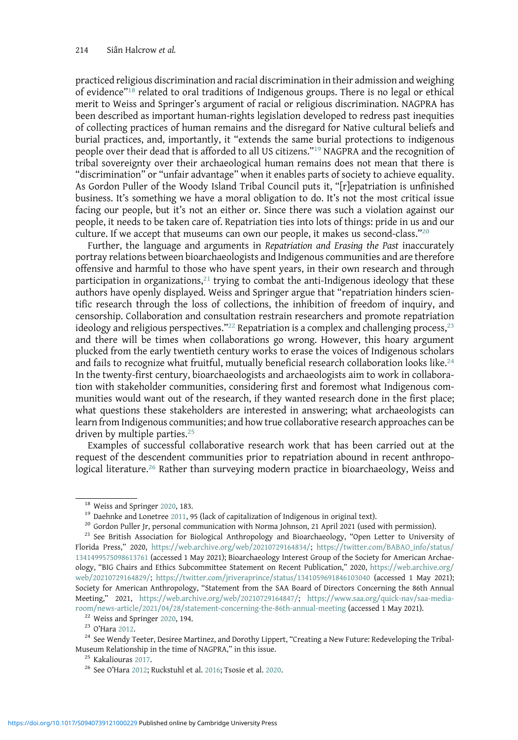practiced religious discrimination and racial discrimination in their admission and weighing of evidence"[18] related to oral traditions of Indigenous groups. There is no legal or ethical merit to Weiss and Springer's argument of racial or religious discrimination. NAGPRA has been described as important human-rights legislation developed to redress past inequities of collecting practices of human remains and the disregard for Native cultural beliefs and burial practices, and, importantly, it "extends the same burial protections to indigenous people over their dead that is afforded to all US citizens."[19] NAGPRA and the recognition of tribal sovereignty over their archaeological human remains does not mean that there is "discrimination" or "unfair advantage" when it enables parts of society to achieve equality. As Gordon Puller of the Woody Island Tribal Council puts it, "[r]epatriation is unfinished business. It's something we have a moral obligation to do. It's not the most critical issue facing our people, but it's not an either or. Since there was such a violation against our people, it needs to be taken care of. Repatriation ties into lots of things: pride in us and our culture. If we accept that museums can own our people, it makes us second-class."[20]

Further, the language and arguments in *Repatriation and Erasing the Past* inaccurately portray relations between bioarchaeologists and Indigenous communities and are therefore offensive and harmful to those who have spent years, in their own research and through participation in organizations,[21] trying to combat the anti-Indigenous ideology that these authors have openly displayed. Weiss and Springer argue that "repatriation hinders scientific research through the loss of collections, the inhibition of freedom of inquiry, and censorship. Collaboration and consultation restrain researchers and promote repatriation ideology and religious perspectives."[22] Repatriation is a complex and challenging process,[23] and there will be times when collaborations go wrong. However, this hoary argument plucked from the early twentieth century works to erase the voices of Indigenous scholars and fails to recognize what fruitful, mutually beneficial research collaboration looks like.[24] In the twenty-first century, bioarchaeologists and archaeologists aim to work in collaboration with stakeholder communities, considering first and foremost what Indigenous communities would want out of the research, if they wanted research done in the first place; what questions these stakeholders are interested in answering; what archaeologists can learn from Indigenous communities; and how true collaborative research approaches can be driven by multiple parties.[25]

Examples of successful collaborative research work that has been carried out at the request of the descendent communities prior to repatriation abound in recent anthropological literature.[26] Rather than surveying modern practice in bioarchaeology, Weiss and

---

[18] Weiss and Springer 2020, 183.

[19] Daehnke and Lonetree 2011, 95 (lack of capitalization of Indigenous in original text).

[20] Gordon Puller Jr, personal communication with Norma Johnson, 21 April 2021 (used with permission).

[21] See British Association for Biological Anthropology and Bioarchaeology, "Open Letter to University of Florida Press," 2020, https://web.archive.org/web/20210729164834/; https://twitter.com/BABAO_info/status/1341499575098613761 (accessed 1 May 2021); Bioarchaeology Interest Group of the Society for American Archaeology, "BIG Chairs and Ethics Subcommittee Statement on Recent Publication," 2020, https://web.archive.org/web/20210729164829/; https://twitter.com/jriveraprince/status/1341059691846103040 (accessed 1 May 2021); Society for American Anthropology, "Statement from the SAA Board of Directors Concerning the 86th Annual Meeting," 2021, https://web.archive.org/web/20210729164847/; https://www.saa.org/quick-nav/saa-media-room/news-article/2021/04/28/statement-concerning-the-86th-annual-meeting (accessed 1 May 2021).

[22] Weiss and Springer 2020, 194.

[23] O'Hara 2012.

[24] See Wendy Teeter, Desiree Martinez, and Dorothy Lippert, "Creating a New Future: Redeveloping the Tribal-Museum Relationship in the time of NAGPRA," in this issue.

[25] Kakaliouras 2017.

[26] See O'Hara 2012; Ruckstuhl et al. 2016; Tsosie et al. 2020.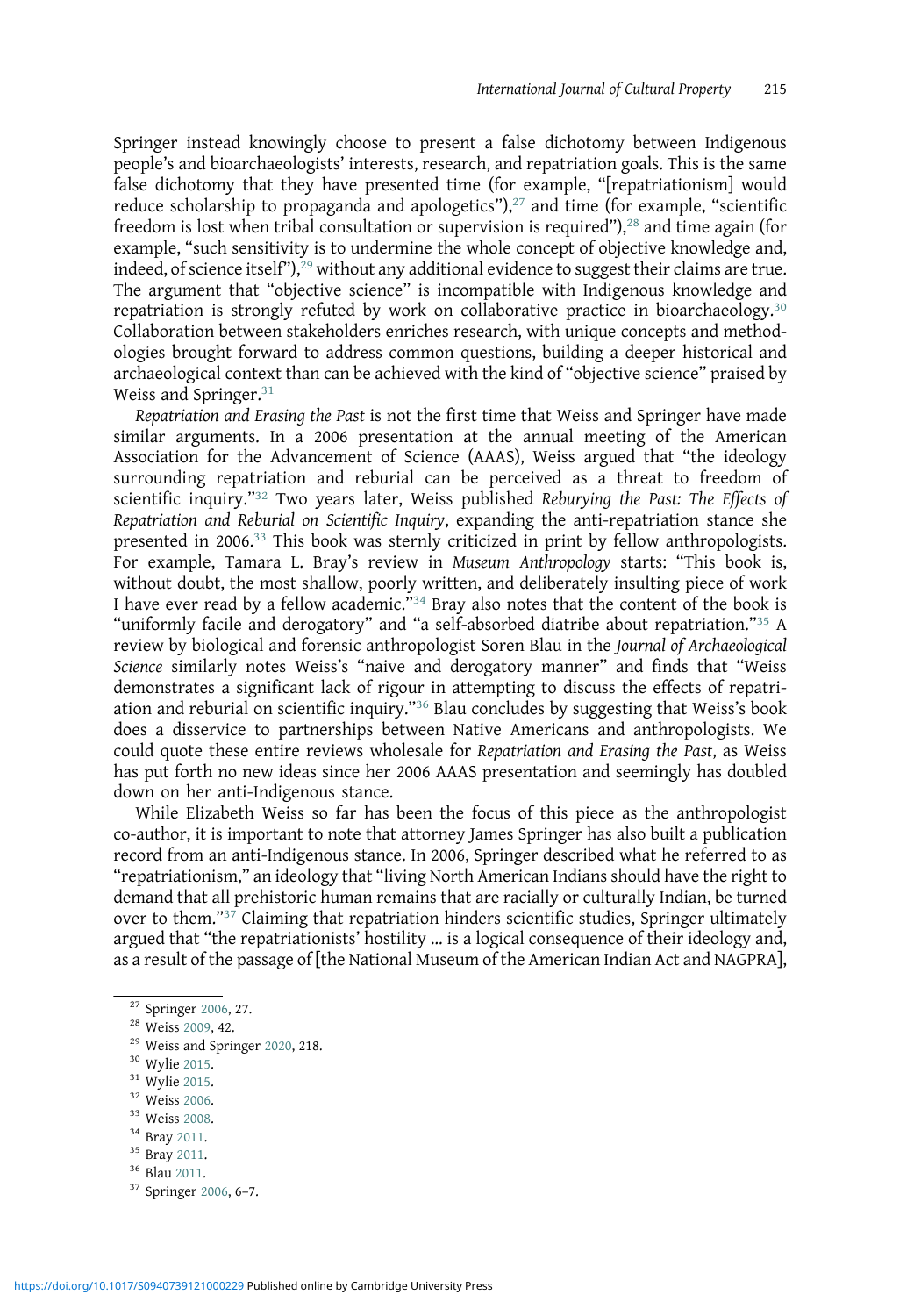Springer instead knowingly choose to present a false dichotomy between Indigenous people's and bioarchaeologists' interests, research, and repatriation goals. This is the same false dichotomy that they have presented time (for example, "[repatriationism] would reduce scholarship to propaganda and apologetics"),[27] and time (for example, "scientific freedom is lost when tribal consultation or supervision is required"),[28] and time again (for example, "such sensitivity is to undermine the whole concept of objective knowledge and, indeed, of science itself"),[29] without any additional evidence to suggest their claims are true. The argument that "objective science" is incompatible with Indigenous knowledge and repatriation is strongly refuted by work on collaborative practice in bioarchaeology.[30] Collaboration between stakeholders enriches research, with unique concepts and methodologies brought forward to address common questions, building a deeper historical and archaeological context than can be achieved with the kind of "objective science" praised by Weiss and Springer.[31]

*Repatriation and Erasing the Past* is not the first time that Weiss and Springer have made similar arguments. In a 2006 presentation at the annual meeting of the American Association for the Advancement of Science (AAAS), Weiss argued that "the ideology surrounding repatriation and reburial can be perceived as a threat to freedom of scientific inquiry."[32] Two years later, Weiss published *Reburying the Past: The Effects of Repatriation and Reburial on Scientific Inquiry*, expanding the anti-repatriation stance she presented in 2006.[33] This book was sternly criticized in print by fellow anthropologists. For example, Tamara L. Bray's review in *Museum Anthropology* starts: "This book is, without doubt, the most shallow, poorly written, and deliberately insulting piece of work I have ever read by a fellow academic."[34] Bray also notes that the content of the book is "uniformly facile and derogatory" and "a self-absorbed diatribe about repatriation."[35] A review by biological and forensic anthropologist Soren Blau in the *Journal of Archaeological Science* similarly notes Weiss's "naive and derogatory manner" and finds that "Weiss demonstrates a significant lack of rigour in attempting to discuss the effects of repatriation and reburial on scientific inquiry."[36] Blau concludes by suggesting that Weiss's book does a disservice to partnerships between Native Americans and anthropologists. We could quote these entire reviews wholesale for *Repatriation and Erasing the Past*, as Weiss has put forth no new ideas since her 2006 AAAS presentation and seemingly has doubled down on her anti-Indigenous stance.

While Elizabeth Weiss so far has been the focus of this piece as the anthropologist co-author, it is important to note that attorney James Springer has also built a publication record from an anti-Indigenous stance. In 2006, Springer described what he referred to as "repatriationism," an ideology that "living North American Indians should have the right to demand that all prehistoric human remains that are racially or culturally Indian, be turned over to them."[37] Claiming that repatriation hinders scientific studies, Springer ultimately argued that "the repatriationists' hostility … is a logical consequence of their ideology and, as a result of the passage of [the National Museum of the American Indian Act and NAGPRA],

---

[27] Springer 2006, 27.

[28] Weiss 2009, 42.

[29] Weiss and Springer 2020, 218.

[30] Wylie 2015.

[31] Wylie 2015.

[32] Weiss 2006.

[33] Weiss 2008.

[34] Bray 2011.

[35] Bray 2011.

[36] Blau 2011.

[37] Springer 2006, 6–7.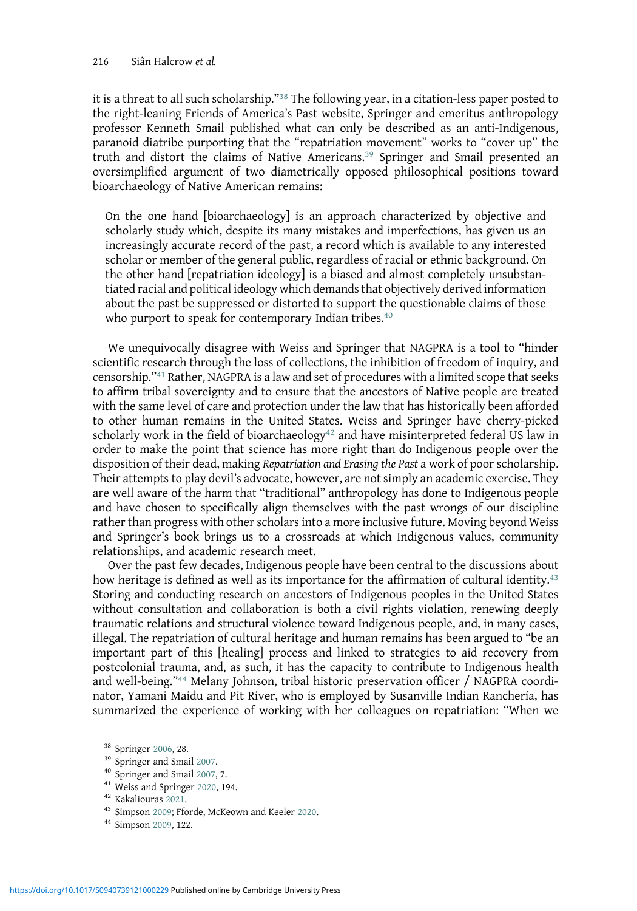it is a threat to all such scholarship."[38] The following year, in a citation-less paper posted to the right-leaning Friends of America's Past website, Springer and emeritus anthropology professor Kenneth Smail published what can only be described as an anti-Indigenous, paranoid diatribe purporting that the "repatriation movement" works to "cover up" the truth and distort the claims of Native Americans.[39] Springer and Smail presented an oversimplified argument of two diametrically opposed philosophical positions toward bioarchaeology of Native American remains:

> On the one hand [bioarchaeology] is an approach characterized by objective and scholarly study which, despite its many mistakes and imperfections, has given us an increasingly accurate record of the past, a record which is available to any interested scholar or member of the general public, regardless of racial or ethnic background. On the other hand [repatriation ideology] is a biased and almost completely unsubstantiated racial and political ideology which demands that objectively derived information about the past be suppressed or distorted to support the questionable claims of those who purport to speak for contemporary Indian tribes.[40]

We unequivocally disagree with Weiss and Springer that NAGPRA is a tool to "hinder scientific research through the loss of collections, the inhibition of freedom of inquiry, and censorship."[41] Rather, NAGPRA is a law and set of procedures with a limited scope that seeks to affirm tribal sovereignty and to ensure that the ancestors of Native people are treated with the same level of care and protection under the law that has historically been afforded to other human remains in the United States. Weiss and Springer have cherry-picked scholarly work in the field of bioarchaeology[42] and have misinterpreted federal US law in order to make the point that science has more right than do Indigenous people over the disposition of their dead, making *Repatriation and Erasing the Past* a work of poor scholarship. Their attempts to play devil's advocate, however, are not simply an academic exercise. They are well aware of the harm that "traditional" anthropology has done to Indigenous people and have chosen to specifically align themselves with the past wrongs of our discipline rather than progress with other scholars into a more inclusive future. Moving beyond Weiss and Springer's book brings us to a crossroads at which Indigenous values, community relationships, and academic research meet.

Over the past few decades, Indigenous people have been central to the discussions about how heritage is defined as well as its importance for the affirmation of cultural identity.[43] Storing and conducting research on ancestors of Indigenous peoples in the United States without consultation and collaboration is both a civil rights violation, renewing deeply traumatic relations and structural violence toward Indigenous people, and, in many cases, illegal. The repatriation of cultural heritage and human remains has been argued to "be an important part of this [healing] process and linked to strategies to aid recovery from postcolonial trauma, and, as such, it has the capacity to contribute to Indigenous health and well-being."[44] Melany Johnson, tribal historic preservation officer / NAGPRA coordinator, Yamani Maidu and Pit River, who is employed by Susanville Indian Ranchería, has summarized the experience of working with her colleagues on repatriation: "When we

---

[38] Springer 2006, 28.

[39] Springer and Smail 2007.

[40] Springer and Smail 2007, 7.

[41] Weiss and Springer 2020, 194.

[42] Kakaliouras 2021.

[43] Simpson 2009; Fforde, McKeown and Keeler 2020.

[44] Simpson 2009, 122.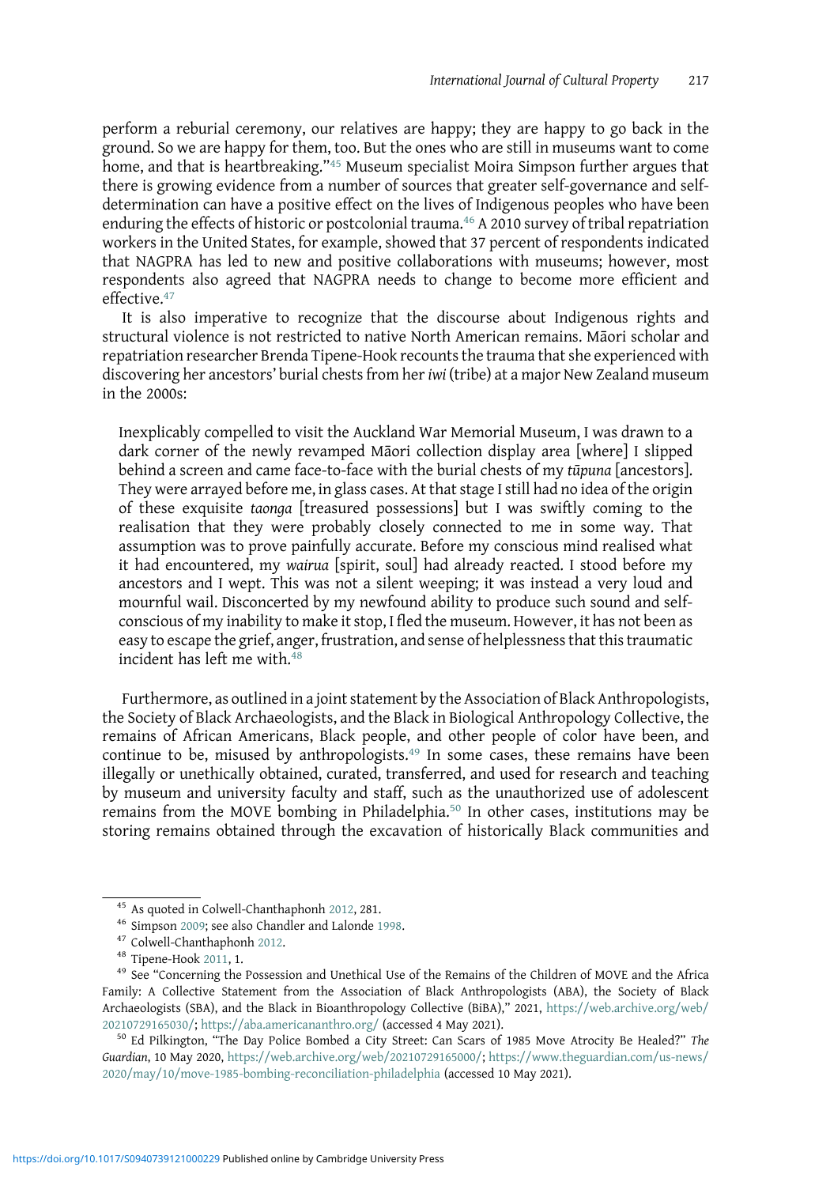perform a reburial ceremony, our relatives are happy; they are happy to go back in the ground. So we are happy for them, too. But the ones who are still in museums want to come home, and that is heartbreaking."[45] Museum specialist Moira Simpson further argues that there is growing evidence from a number of sources that greater self-governance and self-determination can have a positive effect on the lives of Indigenous peoples who have been enduring the effects of historic or postcolonial trauma.[46] A 2010 survey of tribal repatriation workers in the United States, for example, showed that 37 percent of respondents indicated that NAGPRA has led to new and positive collaborations with museums; however, most respondents also agreed that NAGPRA needs to change to become more efficient and effective.[47]

It is also imperative to recognize that the discourse about Indigenous rights and structural violence is not restricted to native North American remains. Māori scholar and repatriation researcher Brenda Tipene-Hook recounts the trauma that she experienced with discovering her ancestors' burial chests from her *iwi* (tribe) at a major New Zealand museum in the 2000s:

> Inexplicably compelled to visit the Auckland War Memorial Museum, I was drawn to a dark corner of the newly revamped Māori collection display area [where] I slipped behind a screen and came face-to-face with the burial chests of my *tūpuna* [ancestors]. They were arrayed before me, in glass cases. At that stage I still had no idea of the origin of these exquisite *taonga* [treasured possessions] but I was swiftly coming to the realisation that they were probably closely connected to me in some way. That assumption was to prove painfully accurate. Before my conscious mind realised what it had encountered, my *wairua* [spirit, soul] had already reacted. I stood before my ancestors and I wept. This was not a silent weeping; it was instead a very loud and mournful wail. Disconcerted by my newfound ability to produce such sound and self-conscious of my inability to make it stop, I fled the museum. However, it has not been as easy to escape the grief, anger, frustration, and sense of helplessness that this traumatic incident has left me with.[48]

Furthermore, as outlined in a joint statement by the Association of Black Anthropologists, the Society of Black Archaeologists, and the Black in Biological Anthropology Collective, the remains of African Americans, Black people, and other people of color have been, and continue to be, misused by anthropologists.[49] In some cases, these remains have been illegally or unethically obtained, curated, transferred, and used for research and teaching by museum and university faculty and staff, such as the unauthorized use of adolescent remains from the MOVE bombing in Philadelphia.[50] In other cases, institutions may be storing remains obtained through the excavation of historically Black communities and

---

[45] As quoted in Colwell-Chanthaphonh 2012, 281.

[46] Simpson 2009; see also Chandler and Lalonde 1998.

[47] Colwell-Chanthaphonh 2012.

[48] Tipene-Hook 2011, 1.

[49] See "Concerning the Possession and Unethical Use of the Remains of the Children of MOVE and the Africa Family: A Collective Statement from the Association of Black Anthropologists (ABA), the Society of Black Archaeologists (SBA), and the Black in Bioanthropology Collective (BiBA)," 2021, https://web.archive.org/web/20210729165030/; https://aba.americananthro.org/ (accessed 4 May 2021).

[50] Ed Pilkington, "The Day Police Bombed a City Street: Can Scars of 1985 Move Atrocity Be Healed?" *The Guardian*, 10 May 2020, https://web.archive.org/web/20210729165000/; https://www.theguardian.com/us-news/2020/may/10/move-1985-bombing-reconciliation-philadelphia (accessed 10 May 2021).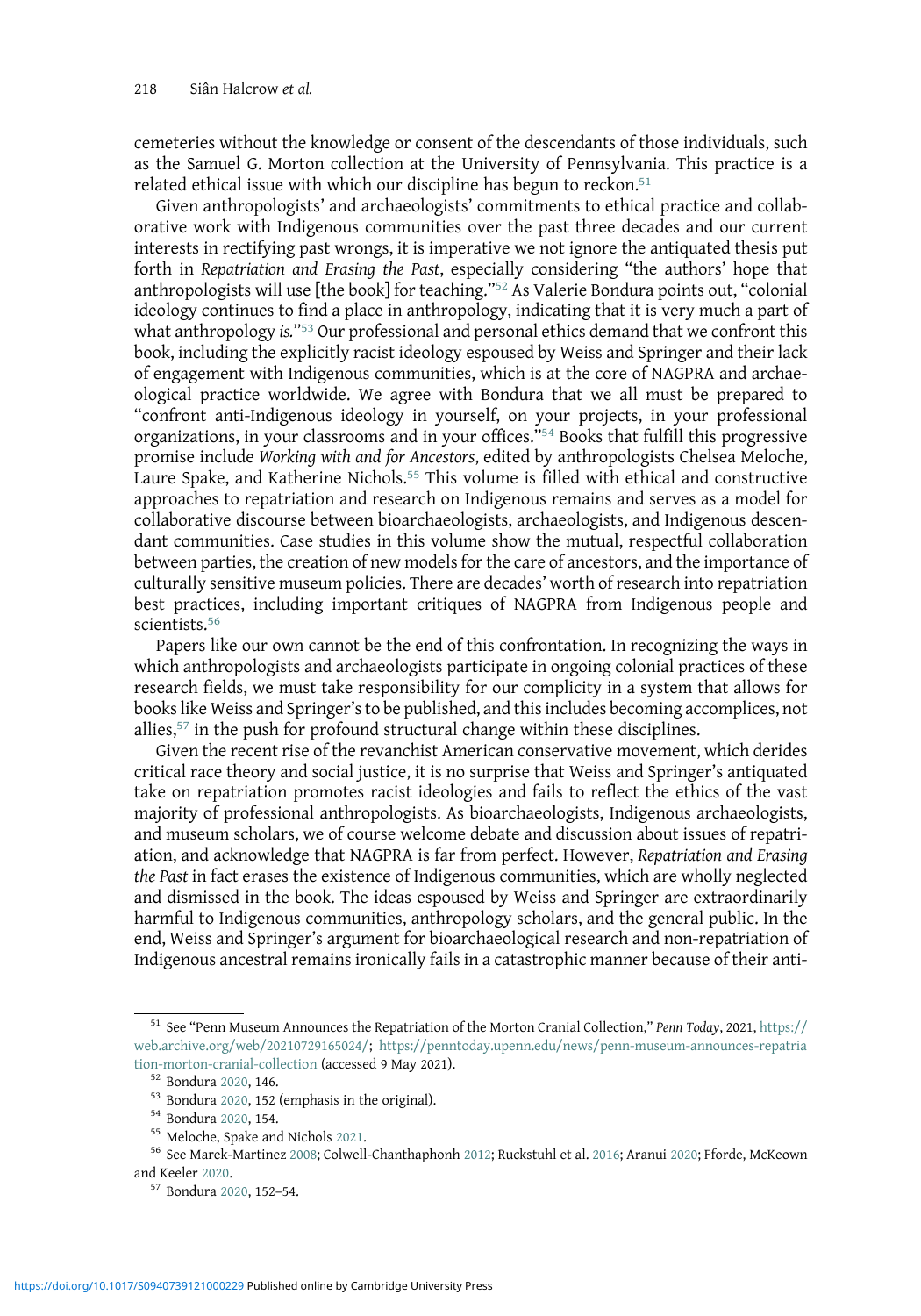cemeteries without the knowledge or consent of the descendants of those individuals, such as the Samuel G. Morton collection at the University of Pennsylvania. This practice is a related ethical issue with which our discipline has begun to reckon.[51]

Given anthropologists' and archaeologists' commitments to ethical practice and collaborative work with Indigenous communities over the past three decades and our current interests in rectifying past wrongs, it is imperative we not ignore the antiquated thesis put forth in *Repatriation and Erasing the Past*, especially considering "the authors' hope that anthropologists will use [the book] for teaching."[52] As Valerie Bondura points out, "colonial ideology continues to find a place in anthropology, indicating that it is very much a part of what anthropology *is*."[53] Our professional and personal ethics demand that we confront this book, including the explicitly racist ideology espoused by Weiss and Springer and their lack of engagement with Indigenous communities, which is at the core of NAGPRA and archaeological practice worldwide. We agree with Bondura that we all must be prepared to "confront anti-Indigenous ideology in yourself, on your projects, in your professional organizations, in your classrooms and in your offices."[54] Books that fulfill this progressive promise include *Working with and for Ancestors*, edited by anthropologists Chelsea Meloche, Laure Spake, and Katherine Nichols.[55] This volume is filled with ethical and constructive approaches to repatriation and research on Indigenous remains and serves as a model for collaborative discourse between bioarchaeologists, archaeologists, and Indigenous descendant communities. Case studies in this volume show the mutual, respectful collaboration between parties, the creation of new models for the care of ancestors, and the importance of culturally sensitive museum policies. There are decades' worth of research into repatriation best practices, including important critiques of NAGPRA from Indigenous people and scientists.[56]

Papers like our own cannot be the end of this confrontation. In recognizing the ways in which anthropologists and archaeologists participate in ongoing colonial practices of these research fields, we must take responsibility for our complicity in a system that allows for books like Weiss and Springer's to be published, and this includes becoming accomplices, not allies,[57] in the push for profound structural change within these disciplines.

Given the recent rise of the revanchist American conservative movement, which derides critical race theory and social justice, it is no surprise that Weiss and Springer's antiquated take on repatriation promotes racist ideologies and fails to reflect the ethics of the vast majority of professional anthropologists. As bioarchaeologists, Indigenous archaeologists, and museum scholars, we of course welcome debate and discussion about issues of repatriation, and acknowledge that NAGPRA is far from perfect. However, *Repatriation and Erasing the Past* in fact erases the existence of Indigenous communities, which are wholly neglected and dismissed in the book. The ideas espoused by Weiss and Springer are extraordinarily harmful to Indigenous communities, anthropology scholars, and the general public. In the end, Weiss and Springer's argument for bioarchaeological research and non-repatriation of Indigenous ancestral remains ironically fails in a catastrophic manner because of their anti-

---

[51] See "Penn Museum Announces the Repatriation of the Morton Cranial Collection," *Penn Today*, 2021, https://web.archive.org/web/20210729165024/; https://penntoday.upenn.edu/news/penn-museum-announces-repatriation-morton-cranial-collection (accessed 9 May 2021).

[52] Bondura 2020, 146.

[53] Bondura 2020, 152 (emphasis in the original).

[54] Bondura 2020, 154.

[55] Meloche, Spake and Nichols 2021.

[56] See Marek-Martinez 2008; Colwell-Chanthaphonh 2012; Ruckstuhl et al. 2016; Aranui 2020; Fforde, McKeown and Keeler 2020.

[57] Bondura 2020, 152–54.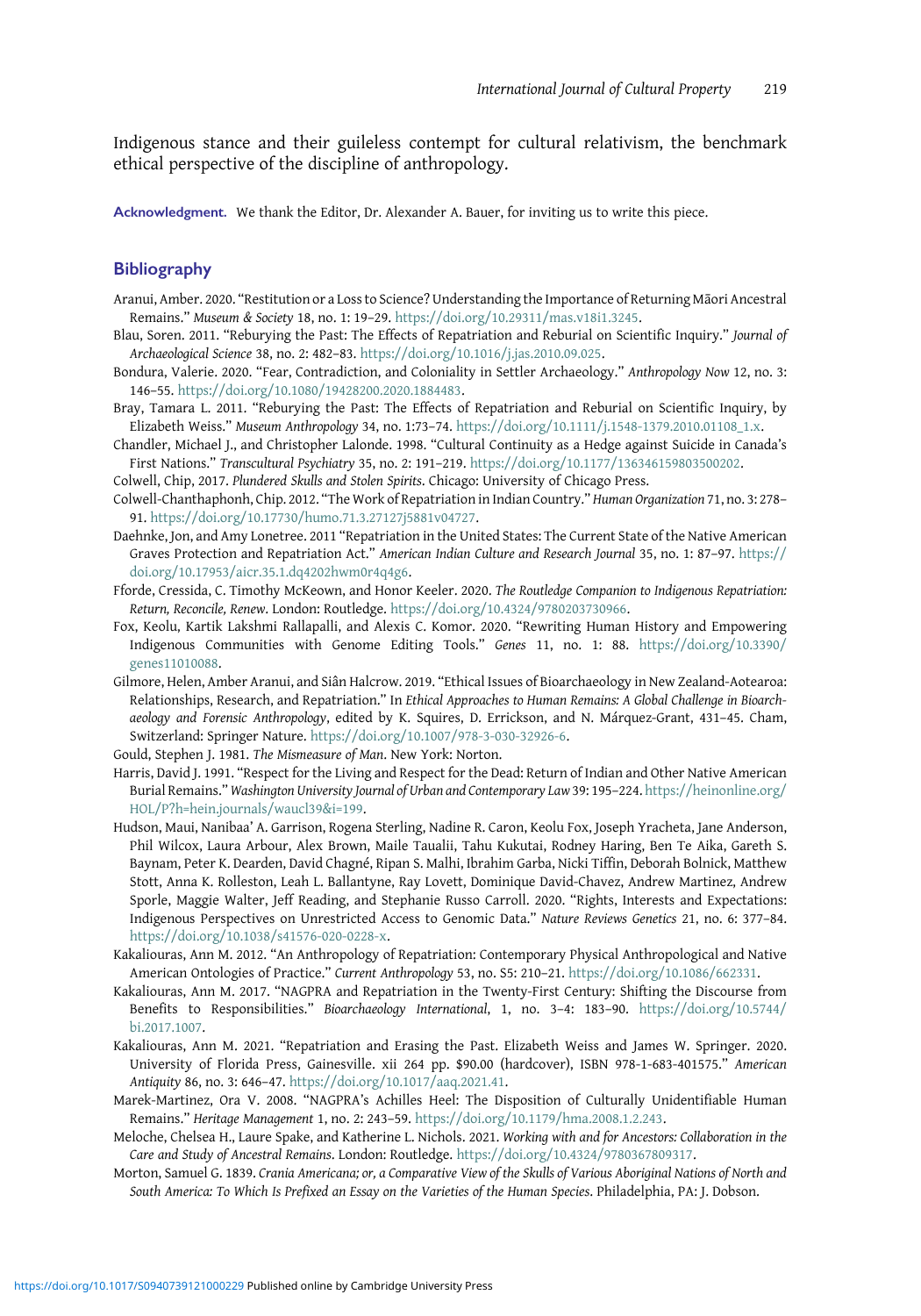Indigenous stance and their guileless contempt for cultural relativism, the benchmark ethical perspective of the discipline of anthropology.

**Acknowledgment.** We thank the Editor, Dr. Alexander A. Bauer, for inviting us to write this piece.

## Bibliography

Aranui, Amber. 2020. "Restitution or a Loss to Science? Understanding the Importance of Returning Māori Ancestral Remains." *Museum & Society* 18, no. 1: 19–29. https://doi.org/10.29311/mas.v18i1.3245.

Blau, Soren. 2011. "Reburying the Past: The Effects of Repatriation and Reburial on Scientific Inquiry." *Journal of Archaeological Science* 38, no. 2: 482–83. https://doi.org/10.1016/j.jas.2010.09.025.

Bondura, Valerie. 2020. "Fear, Contradiction, and Coloniality in Settler Archaeology." *Anthropology Now* 12, no. 3: 146–55. https://doi.org/10.1080/19428200.2020.1884483.

Bray, Tamara L. 2011. "Reburying the Past: The Effects of Repatriation and Reburial on Scientific Inquiry, by Elizabeth Weiss." *Museum Anthropology* 34, no. 1:73–74. https://doi.org/10.1111/j.1548-1379.2010.01108_1.x.

Chandler, Michael J., and Christopher Lalonde. 1998. "Cultural Continuity as a Hedge against Suicide in Canada's First Nations." *Transcultural Psychiatry* 35, no. 2: 191–219. https://doi.org/10.1177/136346159803500202.

Colwell, Chip, 2017. *Plundered Skulls and Stolen Spirits*. Chicago: University of Chicago Press.

Colwell-Chanthaphonh, Chip. 2012. "The Work of Repatriation in Indian Country." *Human Organization* 71, no. 3: 278–91. https://doi.org/10.17730/humo.71.3.27127j5881v04727.

Daehnke, Jon, and Amy Lonetree. 2011 "Repatriation in the United States: The Current State of the Native American Graves Protection and Repatriation Act." *American Indian Culture and Research Journal* 35, no. 1: 87–97. https://doi.org/10.17953/aicr.35.1.dq4202hwm0r4q4g6.

Fforde, Cressida, C. Timothy McKeown, and Honor Keeler. 2020. *The Routledge Companion to Indigenous Repatriation: Return, Reconcile, Renew*. London: Routledge. https://doi.org/10.4324/9780203730966.

Fox, Keolu, Kartik Lakshmi Rallapalli, and Alexis C. Komor. 2020. "Rewriting Human History and Empowering Indigenous Communities with Genome Editing Tools." *Genes* 11, no. 1: 88. https://doi.org/10.3390/genes11010088.

Gilmore, Helen, Amber Aranui, and Siân Halcrow. 2019. "Ethical Issues of Bioarchaeology in New Zealand-Aotearoa: Relationships, Research, and Repatriation." In *Ethical Approaches to Human Remains: A Global Challenge in Bioarchaeology and Forensic Anthropology*, edited by K. Squires, D. Errickson, and N. Márquez-Grant, 431–45. Cham, Switzerland: Springer Nature. https://doi.org/10.1007/978-3-030-32926-6.

Gould, Stephen J. 1981. *The Mismeasure of Man*. New York: Norton.

Harris, David J. 1991. "Respect for the Living and Respect for the Dead: Return of Indian and Other Native American Burial Remains." *Washington University Journal of Urban and Contemporary Law* 39: 195–224. https://heinonline.org/HOL/P?h=hein.journals/waucl39&i=199.

Hudson, Maui, Nanibaa' A. Garrison, Rogena Sterling, Nadine R. Caron, Keolu Fox, Joseph Yracheta, Jane Anderson, Phil Wilcox, Laura Arbour, Alex Brown, Maile Taualii, Tahu Kukutai, Rodney Haring, Ben Te Aika, Gareth S. Baynam, Peter K. Dearden, David Chagné, Ripan S. Malhi, Ibrahim Garba, Nicki Tiffin, Deborah Bolnick, Matthew Stott, Anna K. Rolleston, Leah L. Ballantyne, Ray Lovett, Dominique David-Chavez, Andrew Martinez, Andrew Sporle, Maggie Walter, Jeff Reading, and Stephanie Russo Carroll. 2020. "Rights, Interests and Expectations: Indigenous Perspectives on Unrestricted Access to Genomic Data." *Nature Reviews Genetics* 21, no. 6: 377–84. https://doi.org/10.1038/s41576-020-0228-x.

Kakaliouras, Ann M. 2012. "An Anthropology of Repatriation: Contemporary Physical Anthropological and Native American Ontologies of Practice." *Current Anthropology* 53, no. S5: 210–21. https://doi.org/10.1086/662331.

Kakaliouras, Ann M. 2017. "NAGPRA and Repatriation in the Twenty-First Century: Shifting the Discourse from Benefits to Responsibilities." *Bioarchaeology International*, 1, no. 3–4: 183–90. https://doi.org/10.5744/bi.2017.1007.

Kakaliouras, Ann M. 2021. "Repatriation and Erasing the Past. Elizabeth Weiss and James W. Springer. 2020. University of Florida Press, Gainesville. xii 264 pp. $90.00 (hardcover), ISBN 978-1-683-401575." *American Antiquity* 86, no. 3: 646–47. https://doi.org/10.1017/aaq.2021.41.

Marek-Martinez, Ora V. 2008. "NAGPRA's Achilles Heel: The Disposition of Culturally Unidentifiable Human Remains." *Heritage Management* 1, no. 2: 243–59. https://doi.org/10.1179/hma.2008.1.2.243.

Meloche, Chelsea H., Laure Spake, and Katherine L. Nichols. 2021. *Working with and for Ancestors: Collaboration in the Care and Study of Ancestral Remains*. London: Routledge. https://doi.org/10.4324/9780367809317.

Morton, Samuel G. 1839. *Crania Americana; or, a Comparative View of the Skulls of Various Aboriginal Nations of North and South America: To Which Is Prefixed an Essay on the Varieties of the Human Species*. Philadelphia, PA: J. Dobson.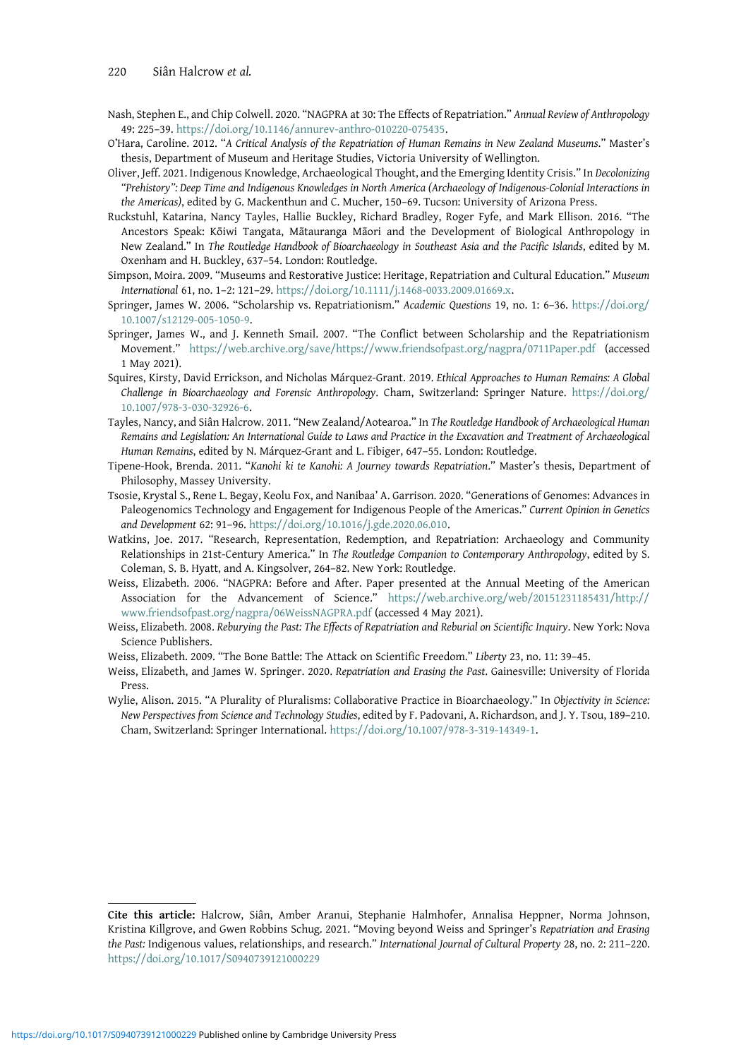Nash, Stephen E., and Chip Colwell. 2020. "NAGPRA at 30: The Effects of Repatriation." *Annual Review of Anthropology* 49: 225–39. https://doi.org/10.1146/annurev-anthro-010220-075435.

O'Hara, Caroline. 2012. "*A Critical Analysis of the Repatriation of Human Remains in New Zealand Museums*." Master's thesis, Department of Museum and Heritage Studies, Victoria University of Wellington.

Oliver, Jeff. 2021. Indigenous Knowledge, Archaeological Thought, and the Emerging Identity Crisis." In *Decolonizing "Prehistory": Deep Time and Indigenous Knowledges in North America (Archaeology of Indigenous-Colonial Interactions in the Americas)*, edited by G. Mackenthun and C. Mucher, 150–69. Tucson: University of Arizona Press.

Ruckstuhl, Katarina, Nancy Tayles, Hallie Buckley, Richard Bradley, Roger Fyfe, and Mark Ellison. 2016. "The Ancestors Speak: Kōiwi Tangata, Mātauranga Māori and the Development of Biological Anthropology in New Zealand." In *The Routledge Handbook of Bioarchaeology in Southeast Asia and the Pacific Islands*, edited by M. Oxenham and H. Buckley, 637–54. London: Routledge.

Simpson, Moira. 2009. "Museums and Restorative Justice: Heritage, Repatriation and Cultural Education." *Museum International* 61, no. 1–2: 121–29. https://doi.org/10.1111/j.1468-0033.2009.01669.x.

Springer, James W. 2006. "Scholarship vs. Repatriationism." *Academic Questions* 19, no. 1: 6–36. https://doi.org/10.1007/s12129-005-1050-9.

Springer, James W., and J. Kenneth Smail. 2007. "The Conflict between Scholarship and the Repatriationism Movement." https://web.archive.org/save/https://www.friendsofpast.org/nagpra/0711Paper.pdf (accessed 1 May 2021).

Squires, Kirsty, David Errickson, and Nicholas Márquez-Grant. 2019. *Ethical Approaches to Human Remains: A Global Challenge in Bioarchaeology and Forensic Anthropology*. Cham, Switzerland: Springer Nature. https://doi.org/10.1007/978-3-030-32926-6.

Tayles, Nancy, and Siân Halcrow. 2011. "New Zealand/Aotearoa." In *The Routledge Handbook of Archaeological Human Remains and Legislation: An International Guide to Laws and Practice in the Excavation and Treatment of Archaeological Human Remains*, edited by N. Márquez-Grant and L. Fibiger, 647–55. London: Routledge.

Tipene-Hook, Brenda. 2011. "*Kanohi ki te Kanohi: A Journey towards Repatriation*." Master's thesis, Department of Philosophy, Massey University.

Tsosie, Krystal S., Rene L. Begay, Keolu Fox, and Nanibaa' A. Garrison. 2020. "Generations of Genomes: Advances in Paleogenomics Technology and Engagement for Indigenous People of the Americas." *Current Opinion in Genetics and Development* 62: 91–96. https://doi.org/10.1016/j.gde.2020.06.010.

Watkins, Joe. 2017. "Research, Representation, Redemption, and Repatriation: Archaeology and Community Relationships in 21st-Century America." In *The Routledge Companion to Contemporary Anthropology*, edited by S. Coleman, S. B. Hyatt, and A. Kingsolver, 264–82. New York: Routledge.

Weiss, Elizabeth. 2006. "NAGPRA: Before and After. Paper presented at the Annual Meeting of the American Association for the Advancement of Science." https://web.archive.org/web/20151231185431/http://www.friendsofpast.org/nagpra/06WeissNAGPRA.pdf (accessed 4 May 2021).

Weiss, Elizabeth. 2008. *Reburying the Past: The Effects of Repatriation and Reburial on Scientific Inquiry*. New York: Nova Science Publishers.

Weiss, Elizabeth. 2009. "The Bone Battle: The Attack on Scientific Freedom." *Liberty* 23, no. 11: 39–45.

Weiss, Elizabeth, and James W. Springer. 2020. *Repatriation and Erasing the Past*. Gainesville: University of Florida Press.

Wylie, Alison. 2015. "A Plurality of Pluralisms: Collaborative Practice in Bioarchaeology." In *Objectivity in Science: New Perspectives from Science and Technology Studies*, edited by F. Padovani, A. Richardson, and J. Y. Tsou, 189–210. Cham, Switzerland: Springer International. https://doi.org/10.1007/978-3-319-14349-1.

---

**Cite this article:** Halcrow, Siân, Amber Aranui, Stephanie Halmhofer, Annalisa Heppner, Norma Johnson, Kristina Killgrove, and Gwen Robbins Schug. 2021. "Moving beyond Weiss and Springer's *Repatriation and Erasing the Past:* Indigenous values, relationships, and research." *International Journal of Cultural Property* 28, no. 2: 211–220. https://doi.org/10.1017/S0940739121000229